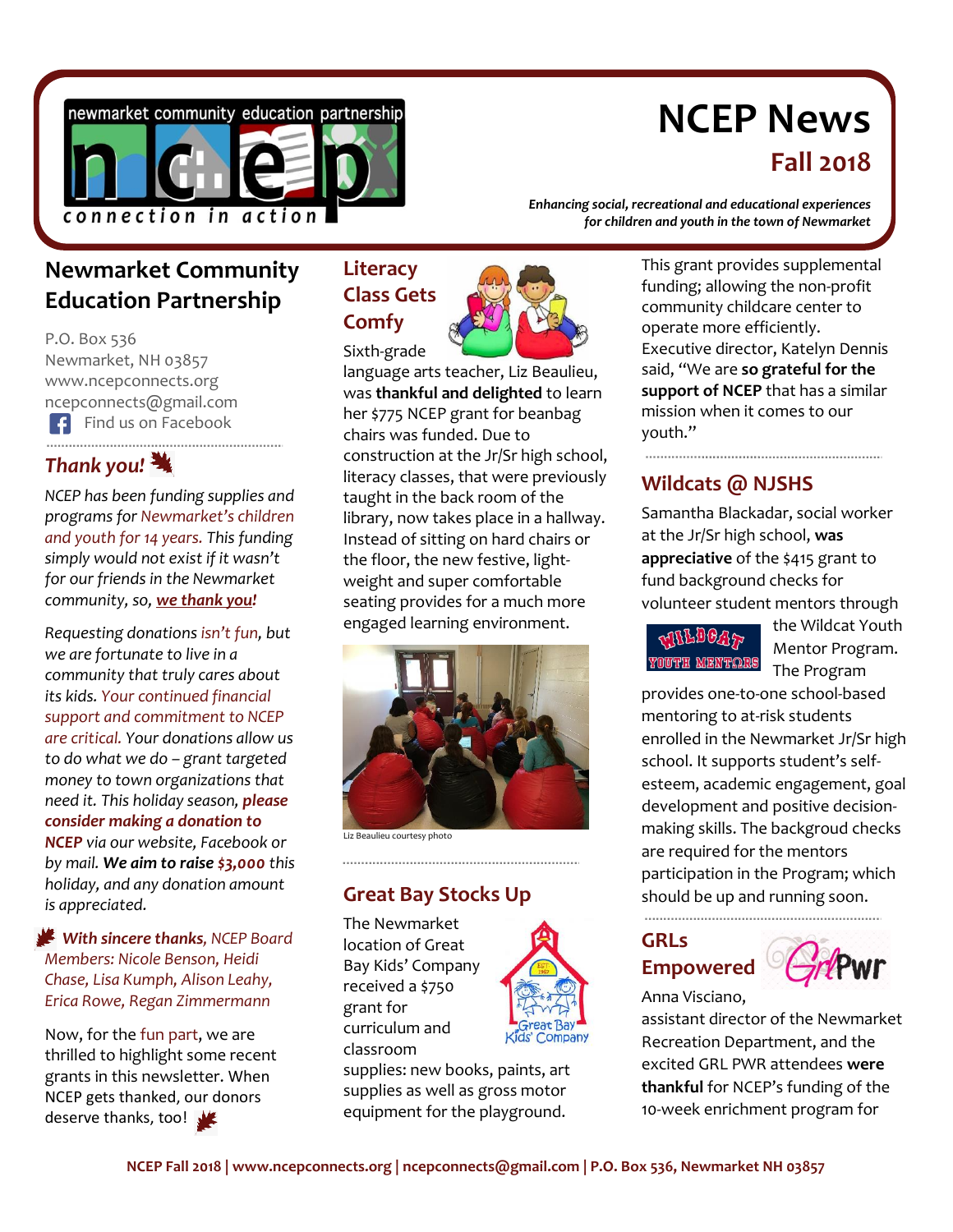# NCEP News

## Fall 2018

*Enhancing social, recreational and educational experiences for children and youth in the town of Newmarket*

## Newmarket Community Education Partnership

P.O. Box 536
Newmarket, NH 03857
www.ncepconnects.org
ncepconnects@gmail.com
Find us on Facebook

### *Thank you!*

*NCEP has been funding supplies and programs for Newmarket's children and youth for 14 years. This funding simply would not exist if it wasn't for our friends in the Newmarket community, so, **we thank you!***

*Requesting donations isn't fun, but we are fortunate to live in a community that truly cares about its kids. Your continued financial support and commitment to NCEP are critical. Your donations allow us to do what we do – grant targeted money to town organizations that need it. This holiday season, **please consider making a donation to NCEP** via our website, Facebook or by mail. **We aim to raise $3,000** this holiday, and any donation amount is appreciated.*

***With sincere thanks**, NCEP Board Members: Nicole Benson, Heidi Chase, Lisa Kumph, Alison Leahy, Erica Rowe, Regan Zimmermann*

Now, for the fun part, we are thrilled to highlight some recent grants in this newsletter. When NCEP gets thanked, our donors deserve thanks, too!

### Literacy Class Gets Comfy

Sixth-grade language arts teacher, Liz Beaulieu, was **thankful and delighted** to learn her $775 NCEP grant for beanbag chairs was funded. Due to construction at the Jr/Sr high school, literacy classes, that were previously taught in the back room of the library, now takes place in a hallway. Instead of sitting on hard chairs or the floor, the new festive, light-weight and super comfortable seating provides for a much more engaged learning environment.

Liz Beaulieu courtesy photo

### Great Bay Stocks Up

The Newmarket location of Great Bay Kids' Company received a $750 grant for curriculum and classroom supplies: new books, paints, art supplies as well as gross motor equipment for the playground.

This grant provides supplemental funding; allowing the non-profit community childcare center to operate more efficiently. Executive director, Katelyn Dennis said, "We are **so grateful for the support of NCEP** that has a similar mission when it comes to our youth."

### Wildcats @ NJSHS

Samantha Blackadar, social worker at the Jr/Sr high school, **was appreciative** of the $415 grant to fund background checks for volunteer student mentors through the Wildcat Youth Mentor Program. The Program provides one-to-one school-based mentoring to at-risk students enrolled in the Newmarket Jr/Sr high school. It supports student's self-esteem, academic engagement, goal development and positive decision-making skills. The backgroud checks are required for the mentors participation in the Program; which should be up and running soon.

### GRLs Empowered

Anna Visciano, assistant director of the Newmarket Recreation Department, and the excited GRL PWR attendees **were thankful** for NCEP's funding of the 10-week enrichment program for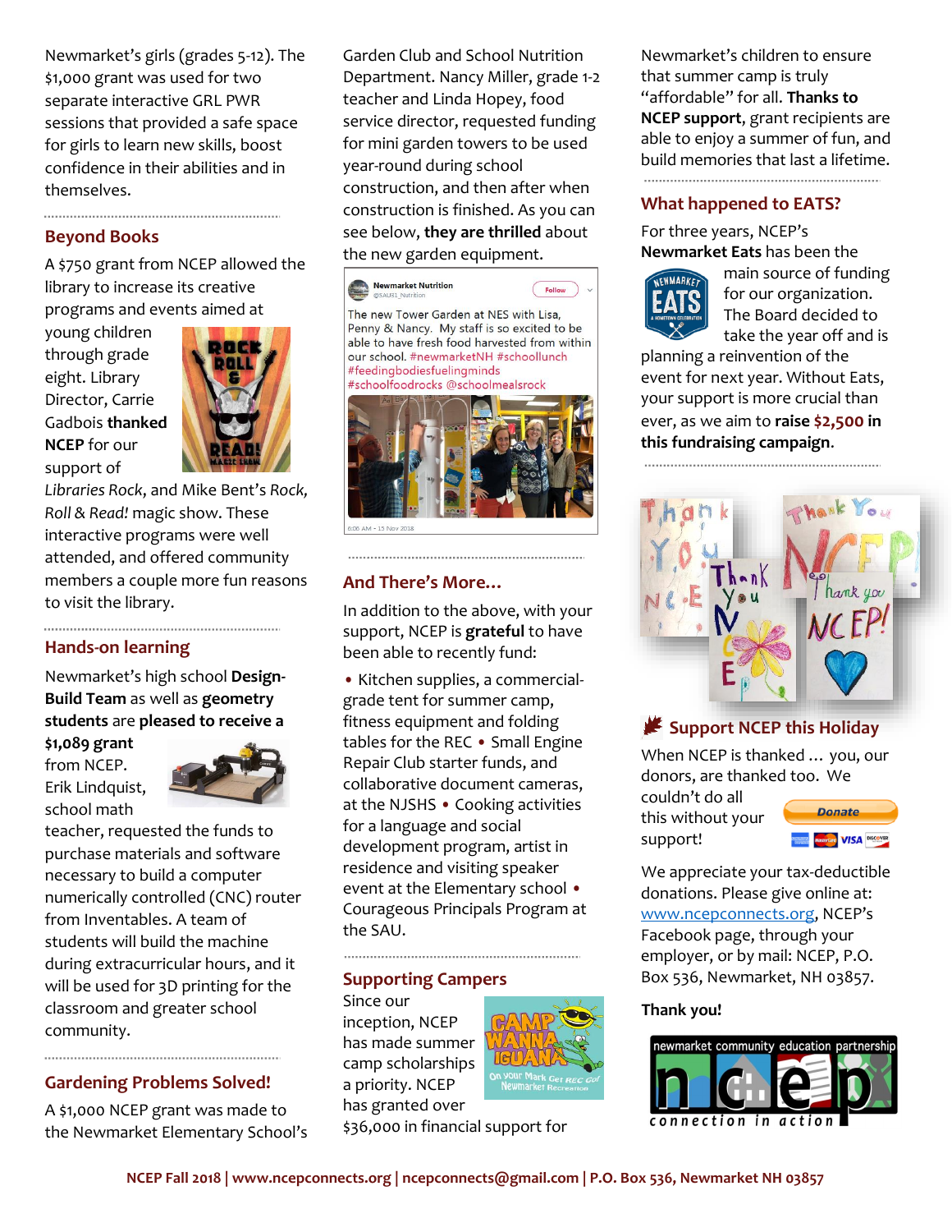Newmarket's girls (grades 5-12). The $1,000 grant was used for two separate interactive GRL PWR sessions that provided a safe space for girls to learn new skills, boost confidence in their abilities and in themselves.

## Beyond Books

A $750 grant from NCEP allowed the library to increase its creative programs and events aimed at young children through grade eight. Library Director, Carrie Gadbois **thanked NCEP** for our support of *Libraries Rock*, and Mike Bent's *Rock, Roll & Read!* magic show. These interactive programs were well attended, and offered community members a couple more fun reasons to visit the library.

## Hands-on learning

Newmarket's high school **Design-Build Team** as well as **geometry students** are **pleased to receive a $1,089 grant** from NCEP. Erik Lindquist, school math teacher, requested the funds to purchase materials and software necessary to build a computer numerically controlled (CNC) router from Inventables. A team of students will build the machine during extracurricular hours, and it will be used for 3D printing for the classroom and greater school community.

## Gardening Problems Solved!

A $1,000 NCEP grant was made to the Newmarket Elementary School's Garden Club and School Nutrition Department. Nancy Miller, grade 1-2 teacher and Linda Hopey, food service director, requested funding for mini garden towers to be used year-round during school construction, and then after when construction is finished. As you can see below, **they are thrilled** about the new garden equipment.

Newmarket Nutrition
@SAU31_Nutrition

Follow

The new Tower Garden at NES with Lisa, Penny & Nancy. My staff is so excited to be able to have fresh food harvested from within our school. #newmarketNH #schoollunch #feedingbodiesfuelingminds #schoolfoodrocks @schoolmealsrock

6:06 AM - 15 Nov 2018

## And There's More…

In addition to the above, with your support, NCEP is **grateful** to have been able to recently fund:

• Kitchen supplies, a commercial-grade tent for summer camp, fitness equipment and folding tables for the REC • Small Engine Repair Club starter funds, and collaborative document cameras, at the NJSHS • Cooking activities for a language and social development program, artist in residence and visiting speaker event at the Elementary school • Courageous Principals Program at the SAU.

## Supporting Campers

Since our inception, NCEP has made summer camp scholarships a priority. NCEP has granted over $36,000 in financial support for Newmarket's children to ensure that summer camp is truly "affordable" for all. **Thanks to NCEP support**, grant recipients are able to enjoy a summer of fun, and build memories that last a lifetime.

## What happened to EATS?

For three years, NCEP's **Newmarket Eats** has been the main source of funding for our organization. The Board decided to take the year off and is planning a reinvention of the event for next year. Without Eats, your support is more crucial than ever, as we aim to **raise $2,500 in this fundraising campaign**.

## Support NCEP this Holiday

When NCEP is thanked … you, our donors, are thanked too. We couldn't do all this without your support!

Donate

We appreciate your tax-deductible donations. Please give online at: www.ncepconnects.org, NCEP's Facebook page, through your employer, or by mail: NCEP, P.O. Box 536, Newmarket, NH 03857.

**Thank you!**

newmarket community education partnership
ncep
connection in action

**NCEP Fall 2018 | www.ncepconnects.org | ncepconnects@gmail.com | P.O. Box 536, Newmarket NH 03857**